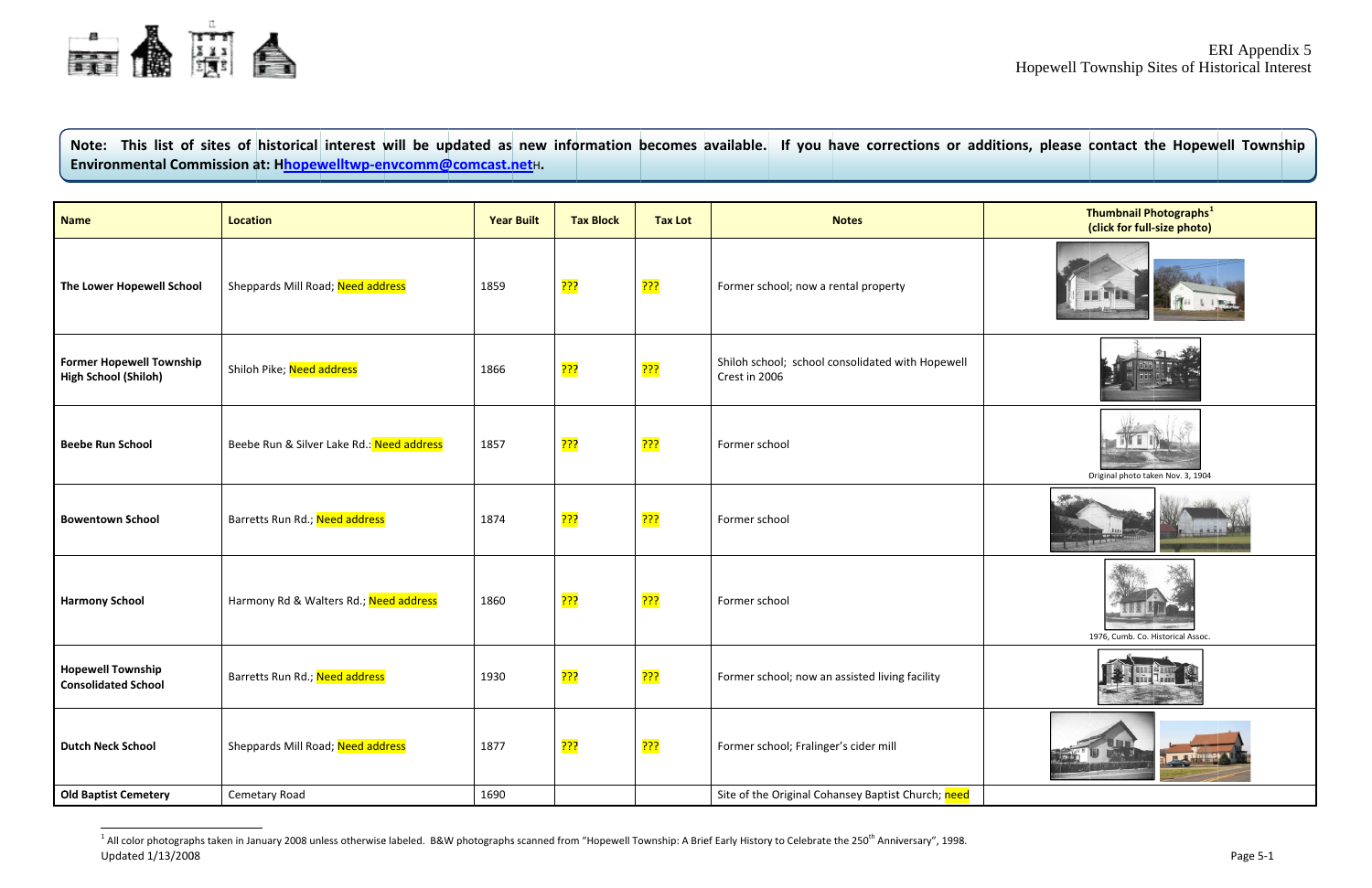ERI Appendix 5
Hopewell Township Sites of Historical Interest

**Note: This list of sites of historical interest will be updated as new information becomes available. If you have corrections or additions, please contact the Hopewell Township Environmental Commission at: Hhopewelltwp-envcomm@comcast.netH.**

| Name | Location | Year Built | Tax Block | Tax Lot | Notes | Thumbnail Photographs[1] (click for full-size photo) |
|---|---|---|---|---|---|---|
| **The Lower Hopewell School** | Sheppards Mill Road; Need address | 1859 | ??? | ??? | Former school; now a rental property | |
| **Former Hopewell Township High School (Shiloh)** | Shiloh Pike; Need address | 1866 | ??? | ??? | Shiloh school; school consolidated with Hopewell Crest in 2006 | |
| **Beebe Run School** | Beebe Run & Silver Lake Rd.: Need address | 1857 | ??? | ??? | Former school | Original photo taken Nov. 3, 1904 |
| **Bowentown School** | Barretts Run Rd.; Need address | 1874 | ??? | ??? | Former school | |
| **Harmony School** | Harmony Rd & Walters Rd.; Need address | 1860 | ??? | ??? | Former school | 1976, Cumb. Co. Historical Assoc. |
| **Hopewell Township Consolidated School** | Barretts Run Rd.; Need address | 1930 | ??? | ??? | Former school; now an assisted living facility | |
| **Dutch Neck School** | Sheppards Mill Road; Need address | 1877 | ??? | ??? | Former school; Fralinger's cider mill | |
| **Old Baptist Cemetery** | Cemetary Road | 1690 | | | Site of the Original Cohansey Baptist Church; need | |

[1] All color photographs taken in January 2008 unless otherwise labeled. B&W photographs scanned from "Hopewell Township: A Brief Early History to Celebrate the 250th Anniversary", 1998.

Updated 1/13/2008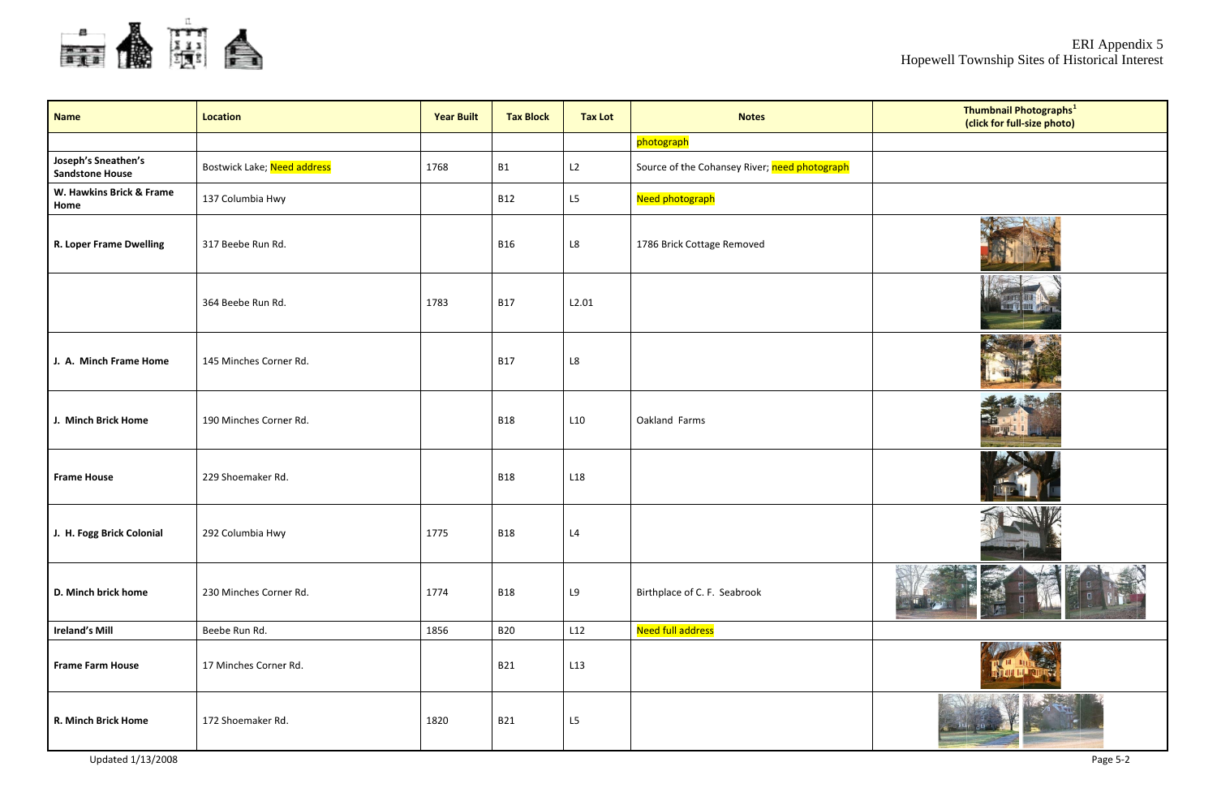| Name | Location | Year Built | Tax Block | Tax Lot | Notes | Thumbnail Photographs[1] (click for full-size photo) |
|---|---|---|---|---|---|---|
| | | | | | photograph | |
| **Joseph's Sneathen's Sandstone House** | Bostwick Lake; Need address | 1768 | B1 | L2 | Source of the Cohansey River; need photograph | |
| **W. Hawkins Brick & Frame Home** | 137 Columbia Hwy | | B12 | L5 | Need photograph | |
| **R. Loper Frame Dwelling** | 317 Beebe Run Rd. | | B16 | L8 | 1786 Brick Cottage Removed | |
| | 364 Beebe Run Rd. | 1783 | B17 | L2.01 | | |
| **J. A. Minch Frame Home** | 145 Minches Corner Rd. | | B17 | L8 | | |
| **J. Minch Brick Home** | 190 Minches Corner Rd. | | B18 | L10 | Oakland Farms | |
| **Frame House** | 229 Shoemaker Rd. | | B18 | L18 | | |
| **J. H. Fogg Brick Colonial** | 292 Columbia Hwy | 1775 | B18 | L4 | | |
| **D. Minch brick home** | 230 Minches Corner Rd. | 1774 | B18 | L9 | Birthplace of C. F. Seabrook | |
| **Ireland's Mill** | Beebe Run Rd. | 1856 | B20 | L12 | Need full address | |
| **Frame Farm House** | 17 Minches Corner Rd. | | B21 | L13 | | |
| **R. Minch Brick Home** | 172 Shoemaker Rd. | 1820 | B21 | L5 | | |

Updated 1/13/2008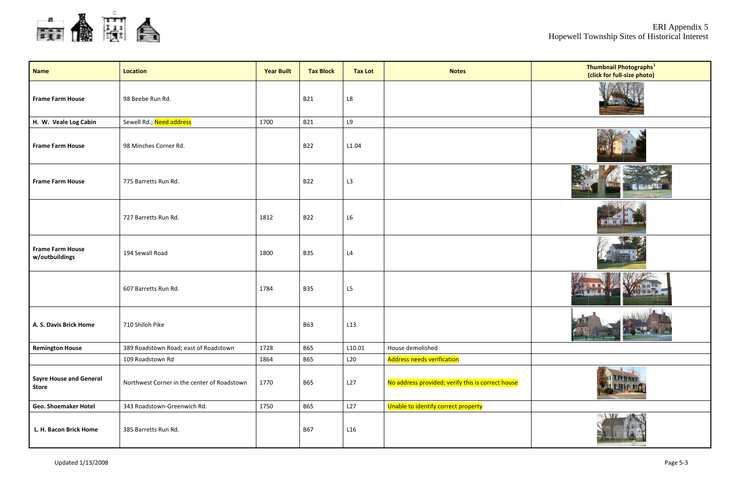| Name | Location | Year Built | Tax Block | Tax Lot | Notes | Thumbnail Photographs[1] (click for full-size photo) |
|---|---|---|---|---|---|---|
| **Frame Farm House** | 98 Beebe Run Rd. | | B21 | L8 | | |
| **H. W. Veale Log Cabin** | Sewell Rd.; Need address | 1700 | B21 | L9 | | |
| **Frame Farm House** | 98 Minches Corner Rd. | | B22 | L1.04 | | |
| **Frame Farm House** | 775 Barretts Run Rd. | | B22 | L3 | | |
| | 727 Barretts Run Rd. | 1812 | B22 | L6 | | |
| **Frame Farm House w/outbuildings** | 194 Sewall Road | 1800 | B35 | L4 | | |
| | 607 Barretts Run Rd. | 1784 | B35 | L5 | | |
| **A. S. Davis Brick Home** | 710 Shiloh Pike | | B63 | L13 | | |
| **Remington House** | 389 Roadstown Road; east of Roadstown | 1728 | B65 | L10.01 | House demolished | |
| | 109 Roadstown Rd | 1864 | B65 | L20 | Address needs verification | |
| **Sayre House and General Store** | Northwest Corner in the center of Roadstown | 1770 | B65 | L27 | No address provided; verify this is correct house | |
| **Geo. Shoemaker Hotel** | 343 Roadstown-Greenwich Rd. | 1750 | B65 | L27 | Unable to identify correct property | |
| **L. H. Bacon Brick Home** | 385 Barretts Run Rd. | | B67 | L16 | | |

Updated 1/13/2008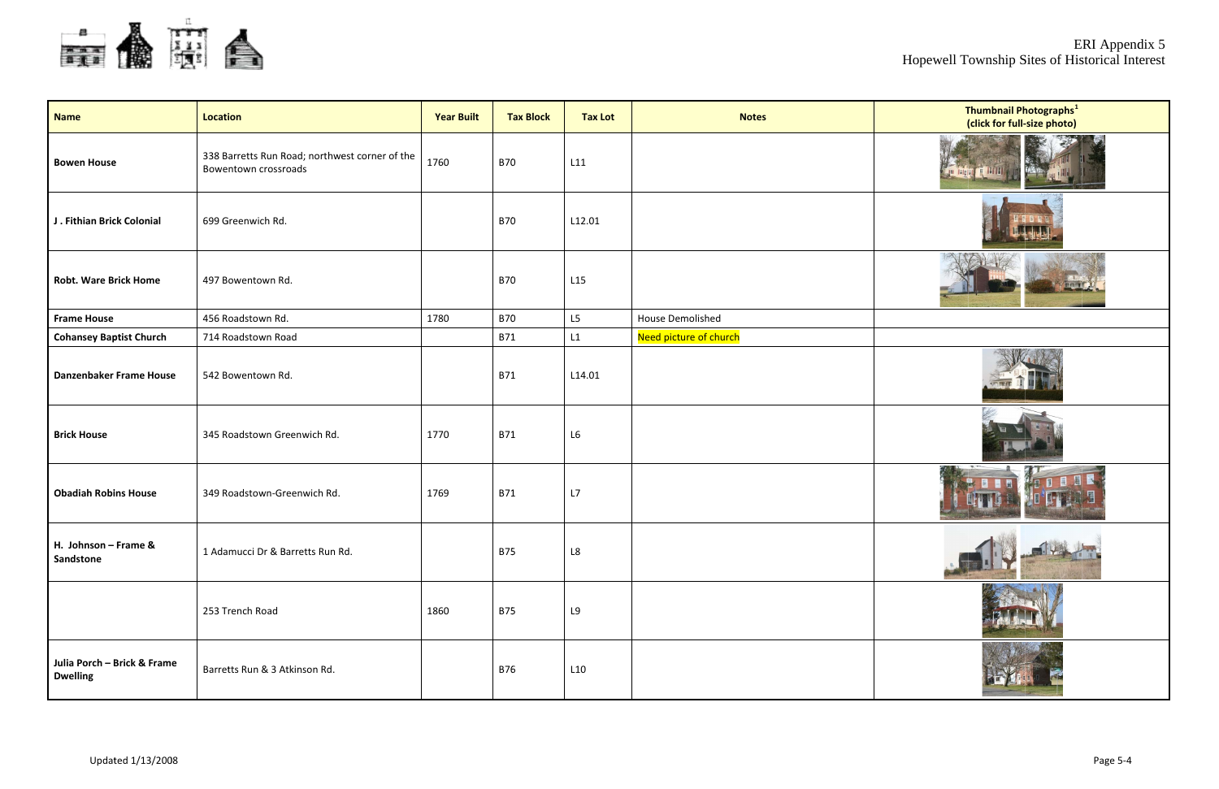| Name | Location | Year Built | Tax Block | Tax Lot | Notes | Thumbnail Photographs[1] (click for full-size photo) |
|---|---|---|---|---|---|---|
| **Bowen House** | 338 Barretts Run Road; northwest corner of the Bowentown crossroads | 1760 | B70 | L11 | | |
| **J . Fithian Brick Colonial** | 699 Greenwich Rd. | | B70 | L12.01 | | |
| **Robt. Ware Brick Home** | 497 Bowentown Rd. | | B70 | L15 | | |
| **Frame House** | 456 Roadstown Rd. | 1780 | B70 | L5 | House Demolished | |
| **Cohansey Baptist Church** | 714 Roadstown Road | | B71 | L1 | Need picture of church | |
| **Danzenbaker Frame House** | 542 Bowentown Rd. | | B71 | L14.01 | | |
| **Brick House** | 345 Roadstown Greenwich Rd. | 1770 | B71 | L6 | | |
| **Obadiah Robins House** | 349 Roadstown-Greenwich Rd. | 1769 | B71 | L7 | | |
| **H. Johnson – Frame & Sandstone** | 1 Adamucci Dr & Barretts Run Rd. | | B75 | L8 | | |
| | 253 Trench Road | 1860 | B75 | L9 | | |
| **Julia Porch – Brick & Frame Dwelling** | Barretts Run & 3 Atkinson Rd. | | B76 | L10 | | |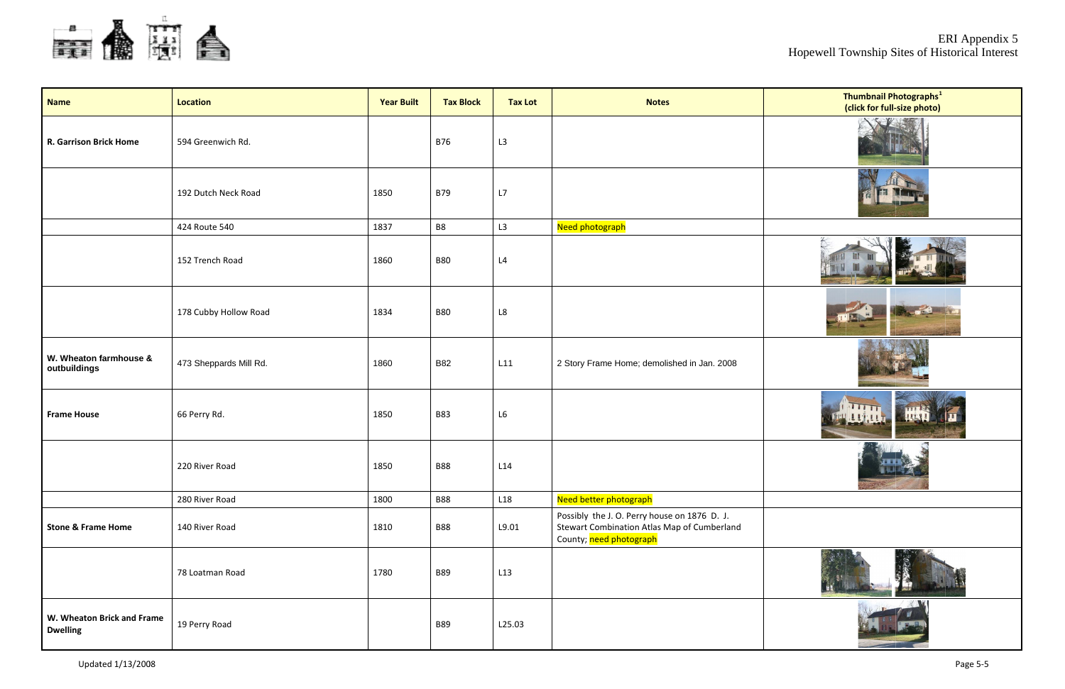ERI Appendix 5
Hopewell Township Sites of Historical Interest

| Name | Location | Year Built | Tax Block | Tax Lot | Notes | Thumbnail Photographs[1] (click for full-size photo) |
|---|---|---|---|---|---|---|
| **R. Garrison Brick Home** | 594 Greenwich Rd. | | B76 | L3 | | |
| | 192 Dutch Neck Road | 1850 | B79 | L7 | | |
| | 424 Route 540 | 1837 | B8 | L3 | Need photograph | |
| | 152 Trench Road | 1860 | B80 | L4 | | |
| | 178 Cubby Hollow Road | 1834 | B80 | L8 | | |
| **W. Wheaton farmhouse & outbuildings** | 473 Sheppards Mill Rd. | 1860 | B82 | L11 | 2 Story Frame Home; demolished in Jan. 2008 | |
| **Frame House** | 66 Perry Rd. | 1850 | B83 | L6 | | |
| | 220 River Road | 1850 | B88 | L14 | | |
| | 280 River Road | 1800 | B88 | L18 | Need better photograph | |
| **Stone & Frame Home** | 140 River Road | 1810 | B88 | L9.01 | Possibly the J. O. Perry house on 1876 D. J. Stewart Combination Atlas Map of Cumberland County; need photograph | |
| | 78 Loatman Road | 1780 | B89 | L13 | | |
| **W. Wheaton Brick and Frame Dwelling** | 19 Perry Road | | B89 | L25.03 | | |

Updated 1/13/2008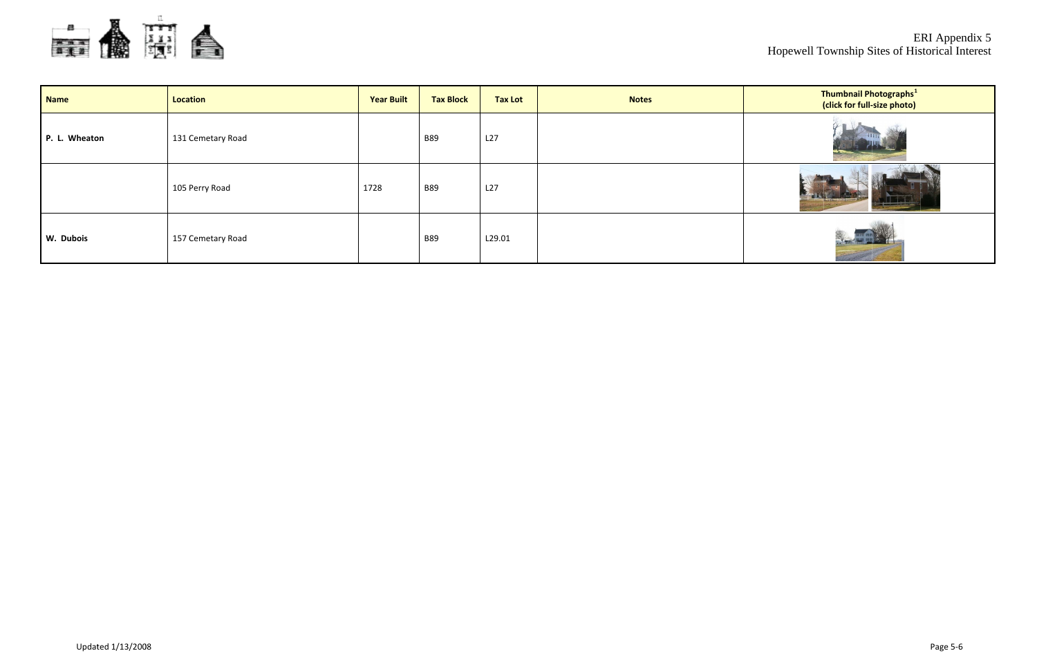| Name | Location | Year Built | Tax Block | Tax Lot | Notes | Thumbnail Photographs[1] (click for full-size photo) |
|---|---|---|---|---|---|---|
| **P. L. Wheaton** | 131 Cemetary Road | | B89 | L27 | | |
| | 105 Perry Road | 1728 | B89 | L27 | | |
| **W. Dubois** | 157 Cemetary Road | | B89 | L29.01 | | |